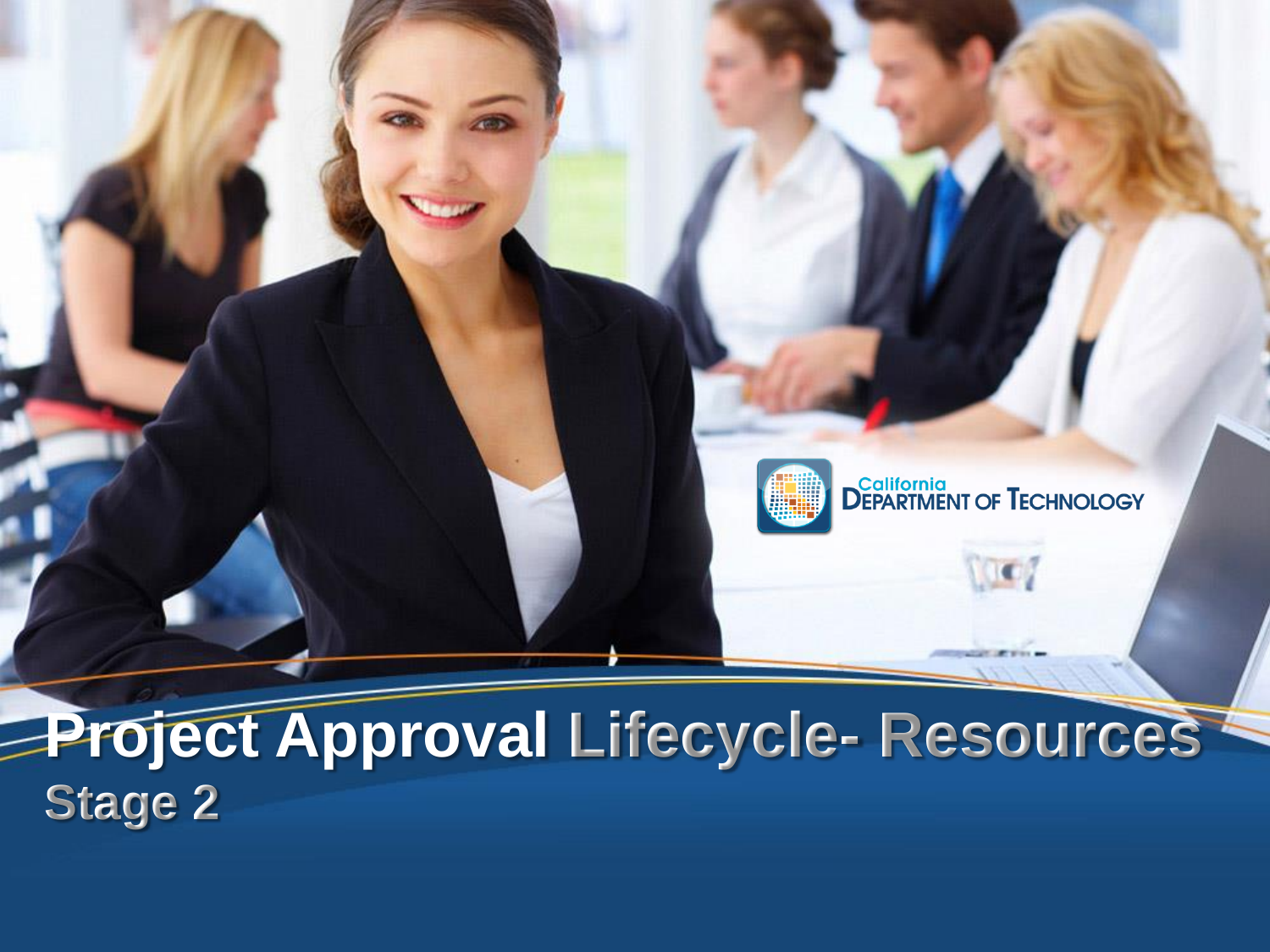California Department of Technology

# Project Approval Lifecycle- Resources

## Stage 2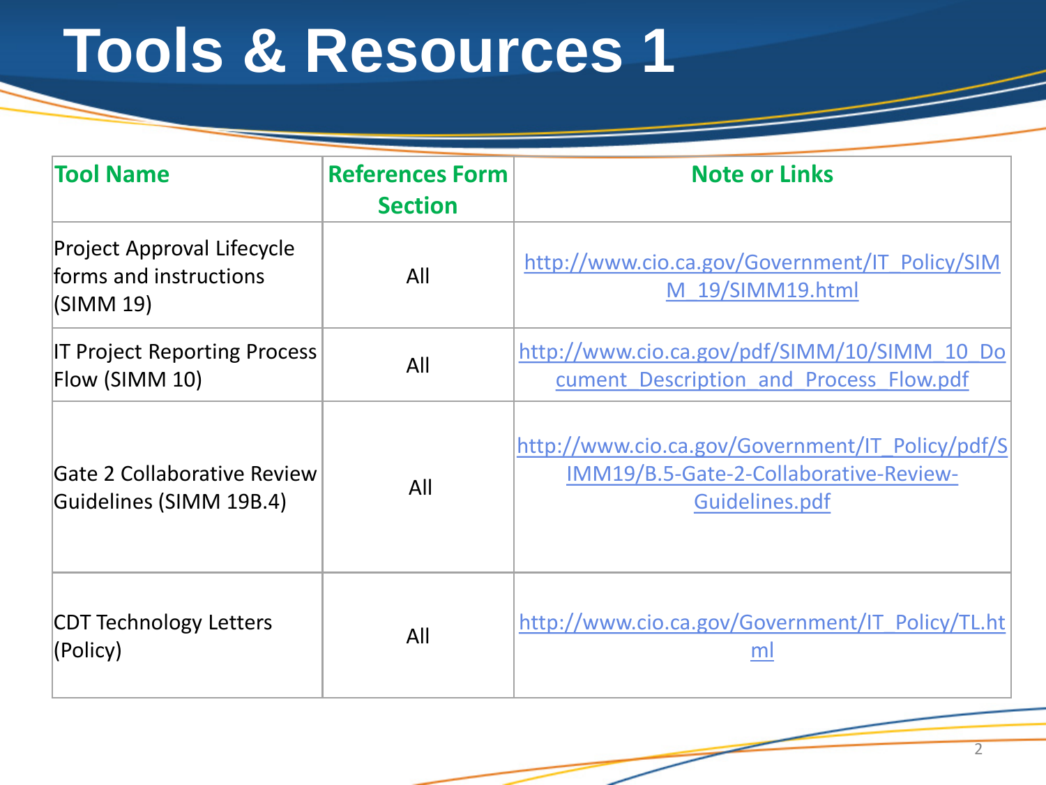# Tools & Resources 1

| Tool Name | References Form Section | Note or Links |
| --- | --- | --- |
| Project Approval Lifecycle forms and instructions (SIMM 19) | All | http://www.cio.ca.gov/Government/IT_Policy/SIMM_19/SIMM19.html |
| IT Project Reporting Process Flow (SIMM 10) | All | http://www.cio.ca.gov/pdf/SIMM/10/SIMM_10_Document_Description_and_Process_Flow.pdf |
| Gate 2 Collaborative Review Guidelines (SIMM 19B.4) | All | http://www.cio.ca.gov/Government/IT_Policy/pdf/SIMM19/B.5-Gate-2-Collaborative-Review-Guidelines.pdf |
| CDT Technology Letters (Policy) | All | http://www.cio.ca.gov/Government/IT_Policy/TL.html |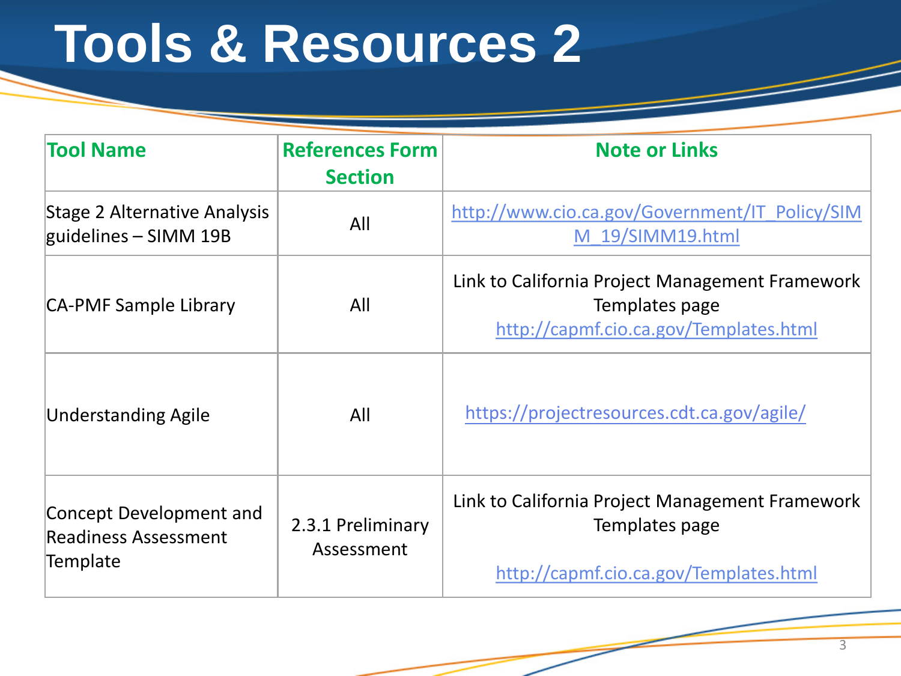# Tools & Resources 2

| Tool Name | References Form Section | Note or Links |
| --- | --- | --- |
| Stage 2 Alternative Analysis guidelines – SIMM 19B | All | http://www.cio.ca.gov/Government/IT_Policy/SIMM_19/SIMM19.html |
| CA-PMF Sample Library | All | Link to California Project Management Framework Templates page http://capmf.cio.ca.gov/Templates.html |
| Understanding Agile | All | https://projectresources.cdt.ca.gov/agile/ |
| Concept Development and Readiness Assessment Template | 2.3.1 Preliminary Assessment | Link to California Project Management Framework Templates page http://capmf.cio.ca.gov/Templates.html |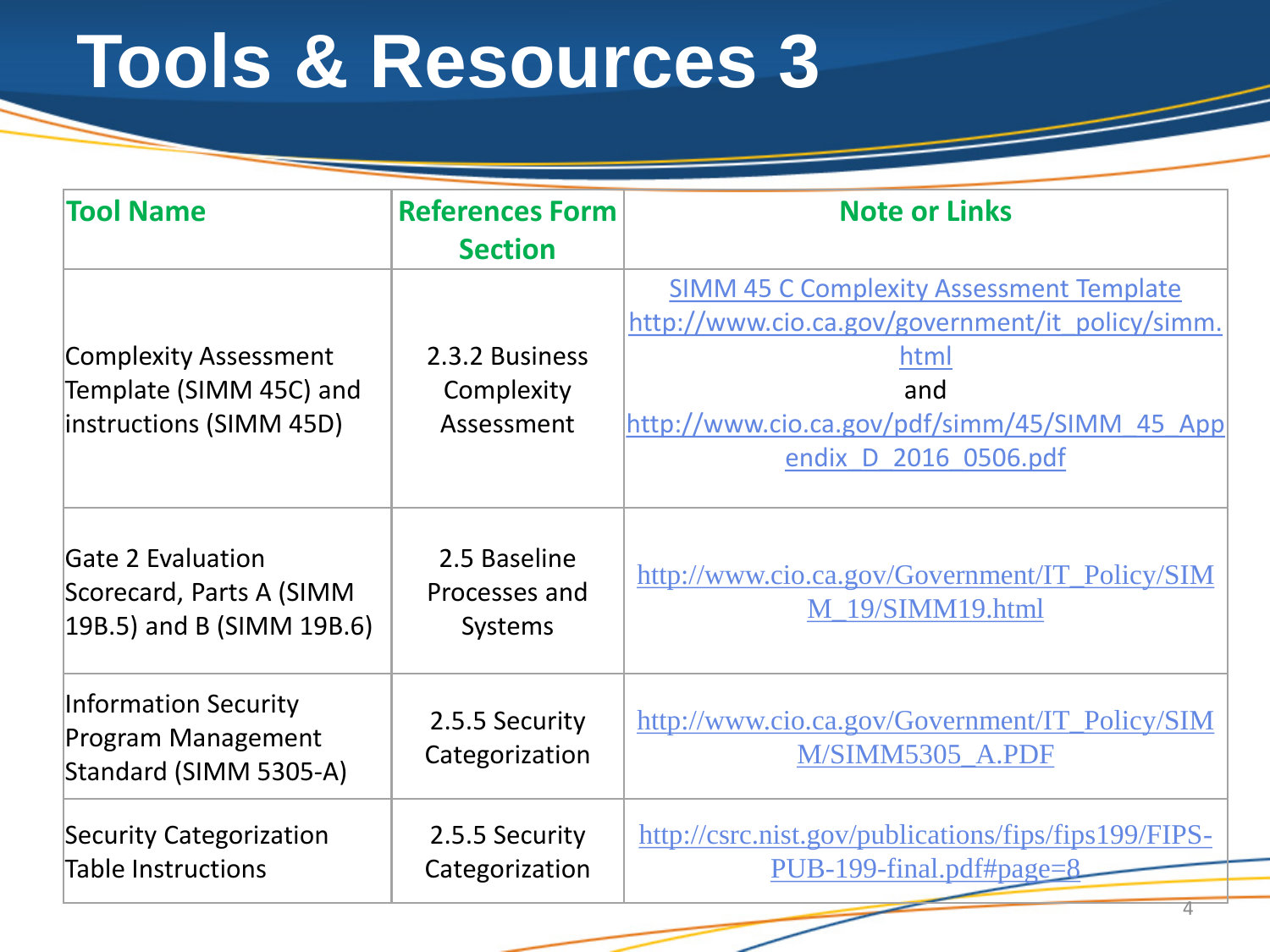# Tools & Resources 3

| Tool Name | References Form Section | Note or Links |
|---|---|---|
| Complexity Assessment Template (SIMM 45C) and instructions (SIMM 45D) | 2.3.2 Business Complexity Assessment | SIMM 45 C Complexity Assessment Template http://www.cio.ca.gov/government/it_policy/simm.html and http://www.cio.ca.gov/pdf/simm/45/SIMM_45_Appendix_D_2016_0506.pdf |
| Gate 2 Evaluation Scorecard, Parts A (SIMM 19B.5) and B (SIMM 19B.6) | 2.5 Baseline Processes and Systems | http://www.cio.ca.gov/Government/IT_Policy/SIMM_19/SIMM19.html |
| Information Security Program Management Standard (SIMM 5305-A) | 2.5.5 Security Categorization | http://www.cio.ca.gov/Government/IT_Policy/SIMM/SIMM5305_A.PDF |
| Security Categorization Table Instructions | 2.5.5 Security Categorization | http://csrc.nist.gov/publications/fips/fips199/FIPS-PUB-199-final.pdf#page=8 |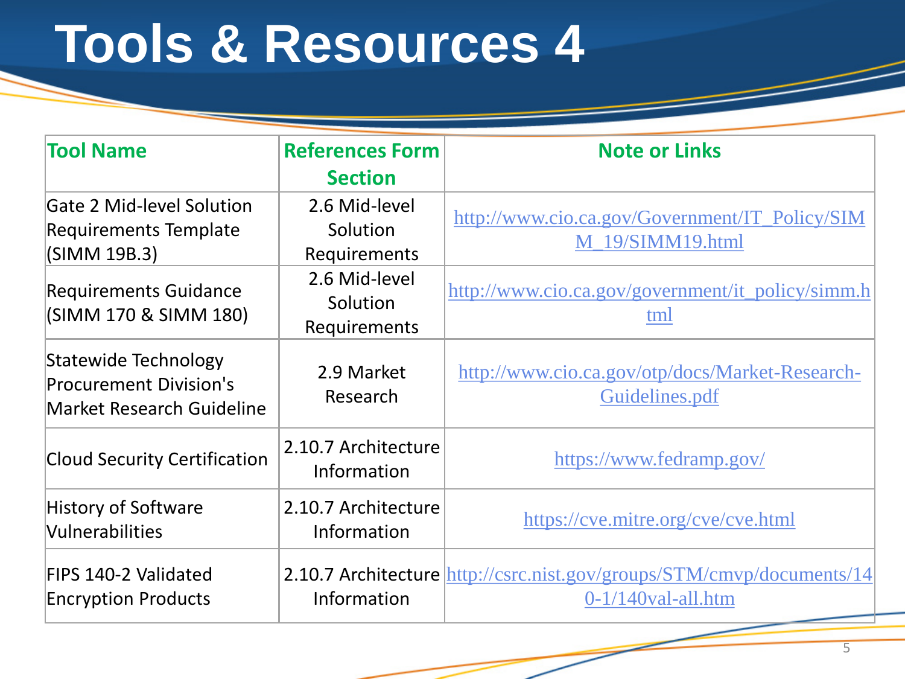# Tools & Resources 4

| Tool Name | References Form Section | Note or Links |
|---|---|---|
| Gate 2 Mid-level Solution Requirements Template (SIMM 19B.3) | 2.6 Mid-level Solution Requirements | http://www.cio.ca.gov/Government/IT_Policy/SIMM_19/SIMM19.html |
| Requirements Guidance (SIMM 170 & SIMM 180) | 2.6 Mid-level Solution Requirements | http://www.cio.ca.gov/government/it_policy/simm.html |
| Statewide Technology Procurement Division's Market Research Guideline | 2.9 Market Research | http://www.cio.ca.gov/otp/docs/Market-Research-Guidelines.pdf |
| Cloud Security Certification | 2.10.7 Architecture Information | https://www.fedramp.gov/ |
| History of Software Vulnerabilities | 2.10.7 Architecture Information | https://cve.mitre.org/cve/cve.html |
| FIPS 140-2 Validated Encryption Products | 2.10.7 Architecture Information | http://csrc.nist.gov/groups/STM/cmvp/documents/140-1/140val-all.htm |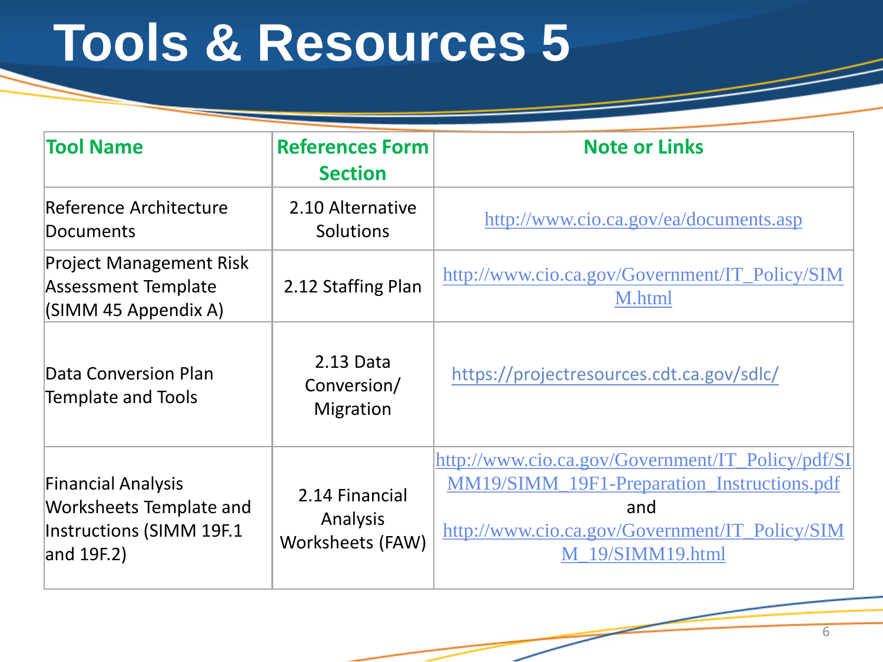# Tools & Resources 5

| Tool Name | References Form Section | Note or Links |
| --- | --- | --- |
| Reference Architecture Documents | 2.10 Alternative Solutions | http://www.cio.ca.gov/ea/documents.asp |
| Project Management Risk Assessment Template (SIMM 45 Appendix A) | 2.12 Staffing Plan | http://www.cio.ca.gov/Government/IT_Policy/SIMM.html |
| Data Conversion Plan Template and Tools | 2.13 Data Conversion/ Migration | https://projectresources.cdt.ca.gov/sdlc/ |
| Financial Analysis Worksheets Template and Instructions (SIMM 19F.1 and 19F.2) | 2.14 Financial Analysis Worksheets (FAW) | http://www.cio.ca.gov/Government/IT_Policy/pdf/SIMM19/SIMM_19F1-Preparation_Instructions.pdf and http://www.cio.ca.gov/Government/IT_Policy/SIMM_19/SIMM19.html |